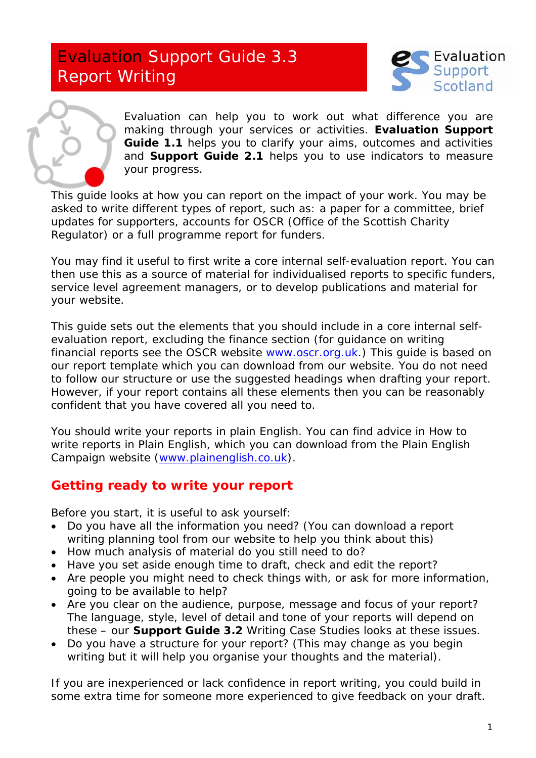# Evaluation Support Guide 3.3 Report Writing

Evaluation Support Scotland

Evaluation can help you to work out what difference you are making through your services or activities. **Evaluation Support Guide 1.1** helps you to clarify your aims, outcomes and activities and **Support Guide 2.1** helps you to use indicators to measure your progress.

This guide looks at how you can report on the impact of your work. You may be asked to write different types of report, such as: a paper for a committee, brief updates for supporters, accounts for OSCR (Office of the Scottish Charity Regulator) or a full programme report for funders.

You may find it useful to first write a core internal self-evaluation report. You can then use this as a source of material for individualised reports to specific funders, service level agreement managers, or to develop publications and material for your website.

This guide sets out the elements that you should include in a core internal self-evaluation report, excluding the finance section (for guidance on writing financial reports see the OSCR website [www.oscr.org.uk](http://www.oscr.org.uk).) This guide is based on our report template which you can download from our website. You do not need to follow our structure or use the suggested headings when drafting your report. However, if your report contains all these elements then you can be reasonably confident that you have covered all you need to.

You should write your reports in plain English. You can find advice in How to write reports in Plain English, which you can download from the Plain English Campaign website ([www.plainenglish.co.uk](http://www.plainenglish.co.uk)).

## Getting ready to write your report

Before you start, it is useful to ask yourself:

- Do you have all the information you need? (You can download a report writing planning tool from our website to help you think about this)
- How much analysis of material do you still need to do?
- Have you set aside enough time to draft, check and edit the report?
- Are people you might need to check things with, or ask for more information, going to be available to help?
- Are you clear on the audience, purpose, message and focus of your report? The language, style, level of detail and tone of your reports will depend on these – our **Support Guide 3.2** Writing Case Studies looks at these issues.
- Do you have a structure for your report? (This may change as you begin writing but it will help you organise your thoughts and the material).

If you are inexperienced or lack confidence in report writing, you could build in some extra time for someone more experienced to give feedback on your draft.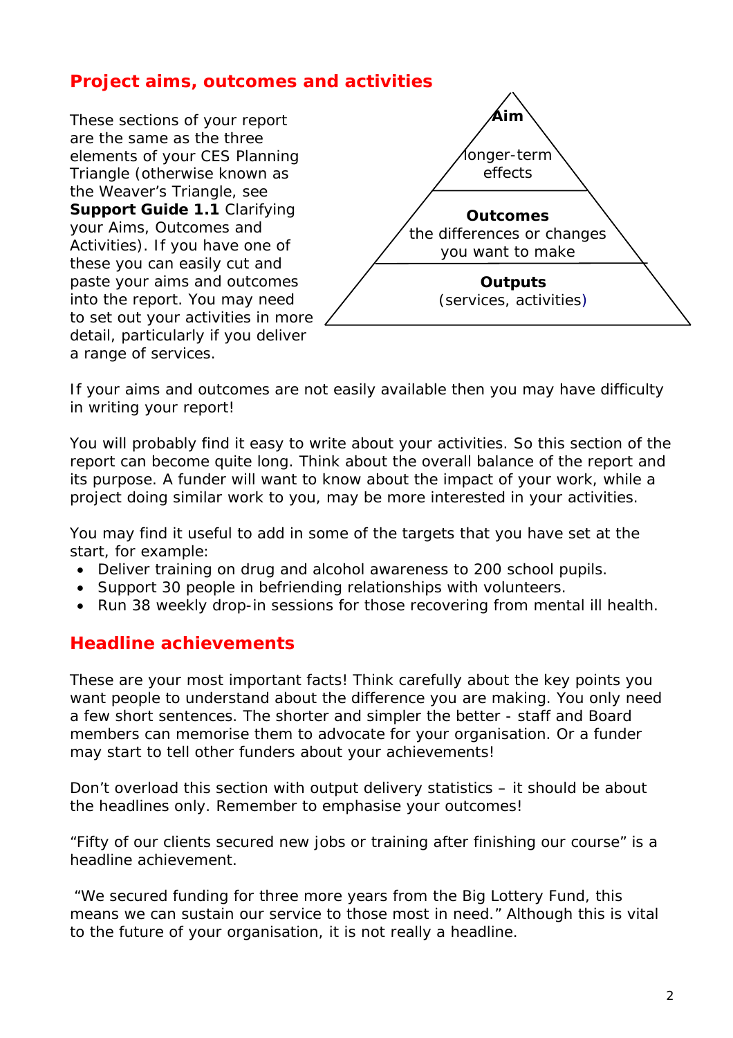## Project aims, outcomes and activities

These sections of your report are the same as the three elements of your CES Planning Triangle (otherwise known as the Weaver's Triangle, see **Support Guide 1.1** Clarifying your Aims, Outcomes and Activities). If you have one of these you can easily cut and paste your aims and outcomes into the report. You may need to set out your activities in more detail, particularly if you deliver a range of services.

**Aim**
longer-term effects

**Outcomes**
the differences or changes you want to make

**Outputs**
(services, activities)

If your aims and outcomes are not easily available then you may have difficulty in writing your report!

You will probably find it easy to write about your activities. So this section of the report can become quite long. Think about the overall balance of the report and its purpose. A funder will want to know about the impact of your work, while a project doing similar work to you, may be more interested in your activities.

You may find it useful to add in some of the targets that you have set at the start, for example:

- Deliver training on drug and alcohol awareness to 200 school pupils.
- Support 30 people in befriending relationships with volunteers.
- Run 38 weekly drop-in sessions for those recovering from mental ill health.

## Headline achievements

These are your most important facts! Think carefully about the key points you want people to understand about the difference you are making. You only need a few short sentences. The shorter and simpler the better - staff and Board members can memorise them to advocate for your organisation. Or a funder may start to tell other funders about your achievements!

Don't overload this section with output delivery statistics – it should be about the headlines only. Remember to emphasise your outcomes!

"Fifty of our clients secured new jobs or training after finishing our course" is a headline achievement.

"We secured funding for three more years from the Big Lottery Fund, this means we can sustain our service to those most in need." Although this is vital to the future of your organisation, it is not really a headline.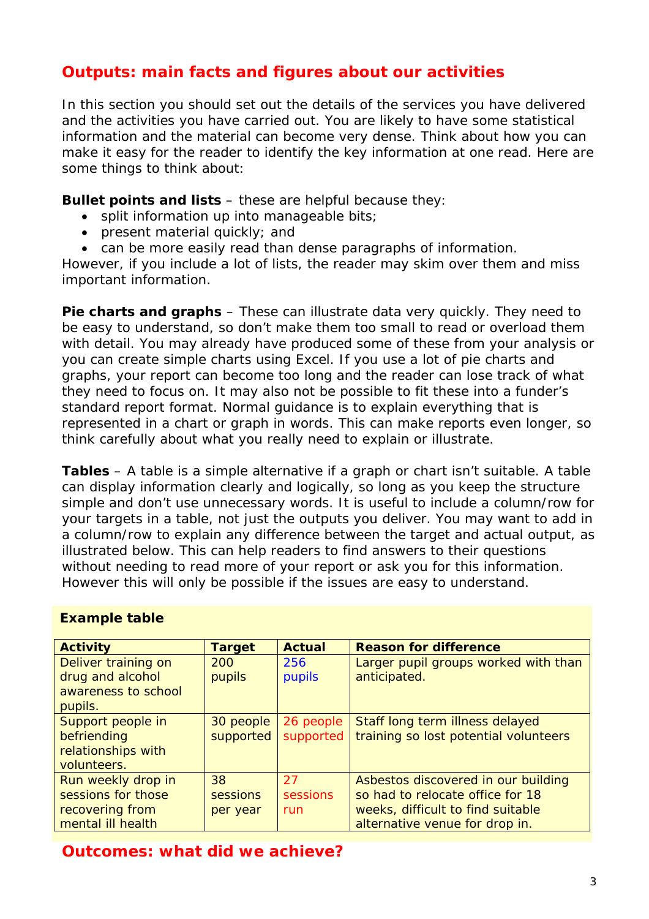## Outputs: main facts and figures about our activities

In this section you should set out the details of the services you have delivered and the activities you have carried out. You are likely to have some statistical information and the material can become very dense. Think about how you can make it easy for the reader to identify the key information at one read. Here are some things to think about:

**Bullet points and lists** – these are helpful because they:

- split information up into manageable bits;
- present material quickly; and
- can be more easily read than dense paragraphs of information.

However, if you include a lot of lists, the reader may skim over them and miss important information.

**Pie charts and graphs** – These can illustrate data very quickly. They need to be easy to understand, so don't make them too small to read or overload them with detail. You may already have produced some of these from your analysis or you can create simple charts using Excel. If you use a lot of pie charts and graphs, your report can become too long and the reader can lose track of what they need to focus on. It may also not be possible to fit these into a funder's standard report format. Normal guidance is to explain everything that is represented in a chart or graph in words. This can make reports even longer, so think carefully about what you really need to explain or illustrate.

**Tables** – A table is a simple alternative if a graph or chart isn't suitable. A table can display information clearly and logically, so long as you keep the structure simple and don't use unnecessary words. It is useful to include a column/row for your targets in a table, not just the outputs you deliver. You may want to add in a column/row to explain any difference between the target and actual output, as illustrated below. This can help readers to find answers to their questions without needing to read more of your report or ask you for this information. However this will only be possible if the issues are easy to understand.

**Example table**

| Activity | Target | Actual | Reason for difference |
|---|---|---|---|
| Deliver training on drug and alcohol awareness to school pupils. | 200 pupils | 256 pupils | Larger pupil groups worked with than anticipated. |
| Support people in befriending relationships with volunteers. | 30 people supported | 26 people supported | Staff long term illness delayed training so lost potential volunteers |
| Run weekly drop in sessions for those recovering from mental ill health | 38 sessions per year | 27 sessions run | Asbestos discovered in our building so had to relocate office for 18 weeks, difficult to find suitable alternative venue for drop in. |

## Outcomes: what did we achieve?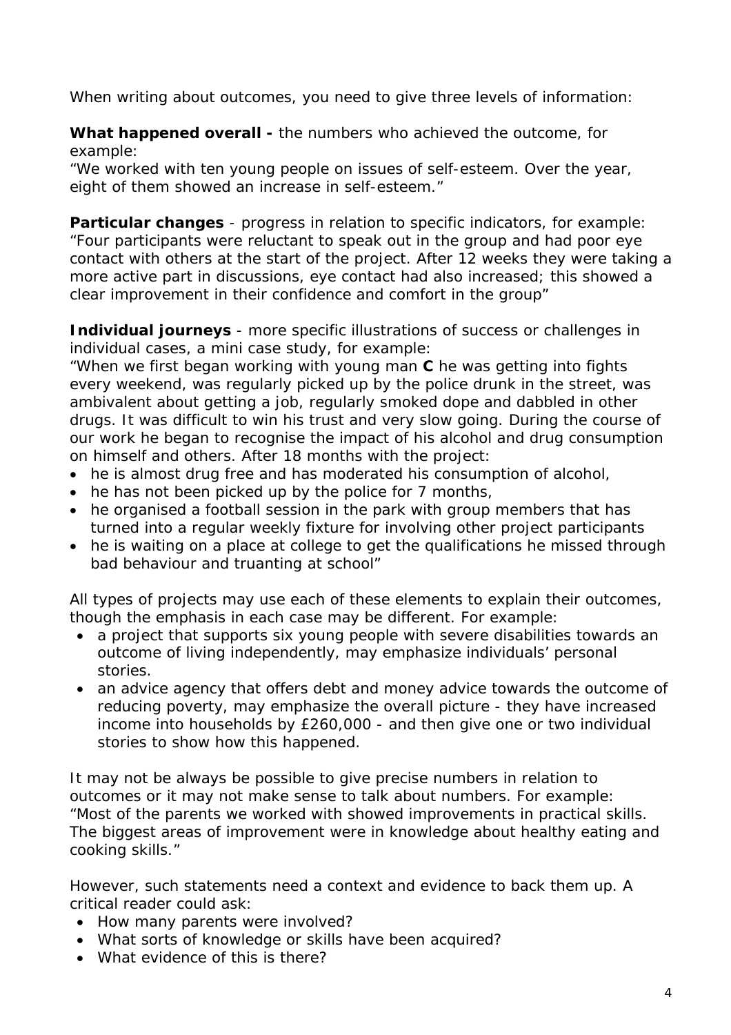When writing about outcomes, you need to give three levels of information:

**What happened overall -** the numbers who achieved the outcome, for example:
"We worked with ten young people on issues of self-esteem. Over the year, eight of them showed an increase in self-esteem."

**Particular changes** - progress in relation to specific indicators, for example:
"Four participants were reluctant to speak out in the group and had poor eye contact with others at the start of the project. After 12 weeks they were taking a more active part in discussions, eye contact had also increased; this showed a clear improvement in their confidence and comfort in the group"

**Individual journeys** - more specific illustrations of success or challenges in individual cases, a mini case study, for example:
"When we first began working with young man **C** he was getting into fights every weekend, was regularly picked up by the police drunk in the street, was ambivalent about getting a job, regularly smoked dope and dabbled in other drugs. It was difficult to win his trust and very slow going. During the course of our work he began to recognise the impact of his alcohol and drug consumption on himself and others. After 18 months with the project:

- he is almost drug free and has moderated his consumption of alcohol,
- he has not been picked up by the police for 7 months,
- he organised a football session in the park with group members that has turned into a regular weekly fixture for involving other project participants
- he is waiting on a place at college to get the qualifications he missed through bad behaviour and truanting at school"

All types of projects may use each of these elements to explain their outcomes, though the emphasis in each case may be different. For example:

- a project that supports six young people with severe disabilities towards an outcome of living independently, may emphasize individuals' personal stories.
- an advice agency that offers debt and money advice towards the outcome of reducing poverty, may emphasize the overall picture - they have increased income into households by £260,000 - and then give one or two individual stories to show how this happened.

It may not be always be possible to give precise numbers in relation to outcomes or it may not make sense to talk about numbers. For example:
"Most of the parents we worked with showed improvements in practical skills. The biggest areas of improvement were in knowledge about healthy eating and cooking skills."

However, such statements need a context and evidence to back them up. A critical reader could ask:

- How many parents were involved?
- What sorts of knowledge or skills have been acquired?
- What evidence of this is there?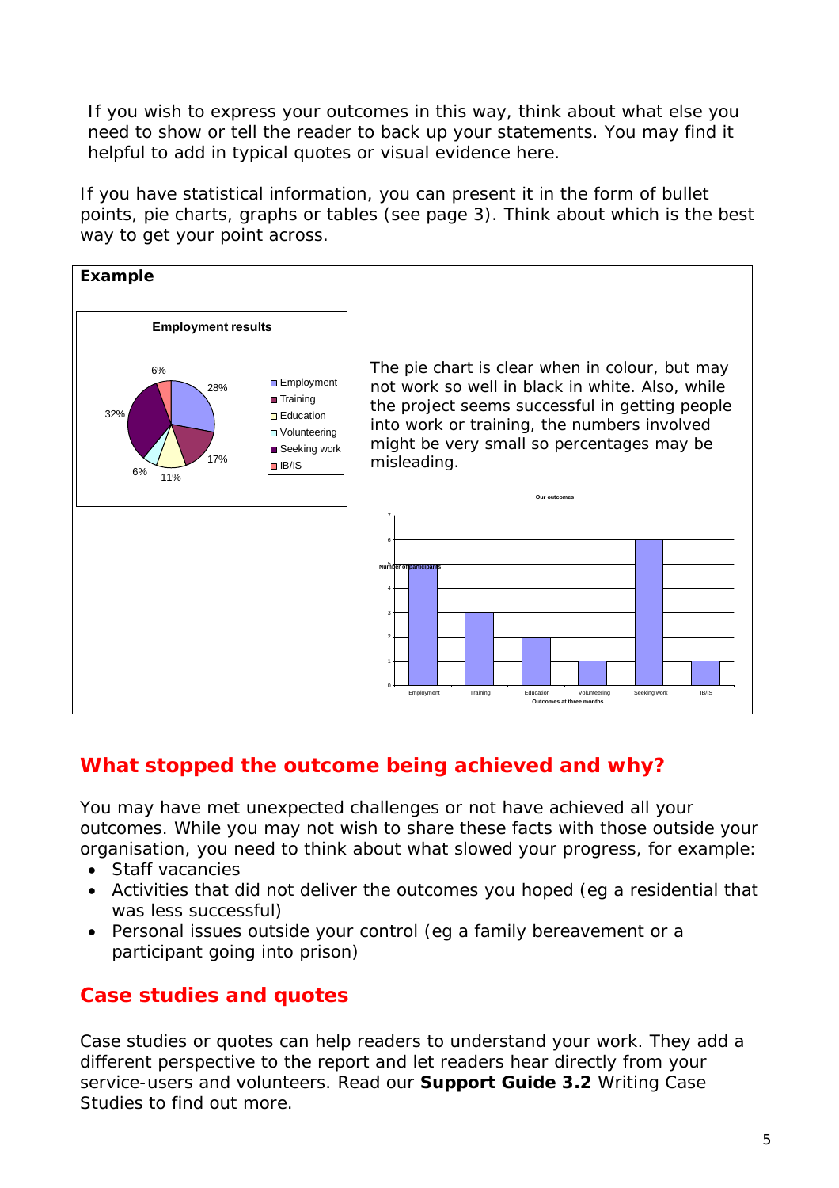If you wish to express your outcomes in this way, think about what else you need to show or tell the reader to back up your statements. You may find it helpful to add in typical quotes or visual evidence here.

If you have statistical information, you can present it in the form of bullet points, pie charts, graphs or tables (see page 3). Think about which is the best way to get your point across.

**Example**

**Employment results**

| Outcome | Percentage |
|---|---|
| Employment | 28% |
| Training | 17% |
| Education | 11% |
| Volunteering | 6% |
| Seeking work | 32% |
| IB/IS | 6% |

The pie chart is clear when in colour, but may not work so well in black in white. Also, while the project seems successful in getting people into work or training, the numbers involved might be very small so percentages may be misleading.

**Our outcomes**

| Outcomes at three months | Number of participants |
|---|---|
| Employment | 5 |
| Training | 3 |
| Education | 2 |
| Volunteering | 1 |
| Seeking work | 6 |
| IB/IS | 1 |

## What stopped the outcome being achieved and why?

You may have met unexpected challenges or not have achieved all your outcomes. While you may not wish to share these facts with those outside your organisation, you need to think about what slowed your progress, for example:

- Staff vacancies
- Activities that did not deliver the outcomes you hoped (eg a residential that was less successful)
- Personal issues outside your control (eg a family bereavement or a participant going into prison)

## Case studies and quotes

Case studies or quotes can help readers to understand your work. They add a different perspective to the report and let readers hear directly from your service-users and volunteers. Read our **Support Guide 3.2** Writing Case Studies to find out more.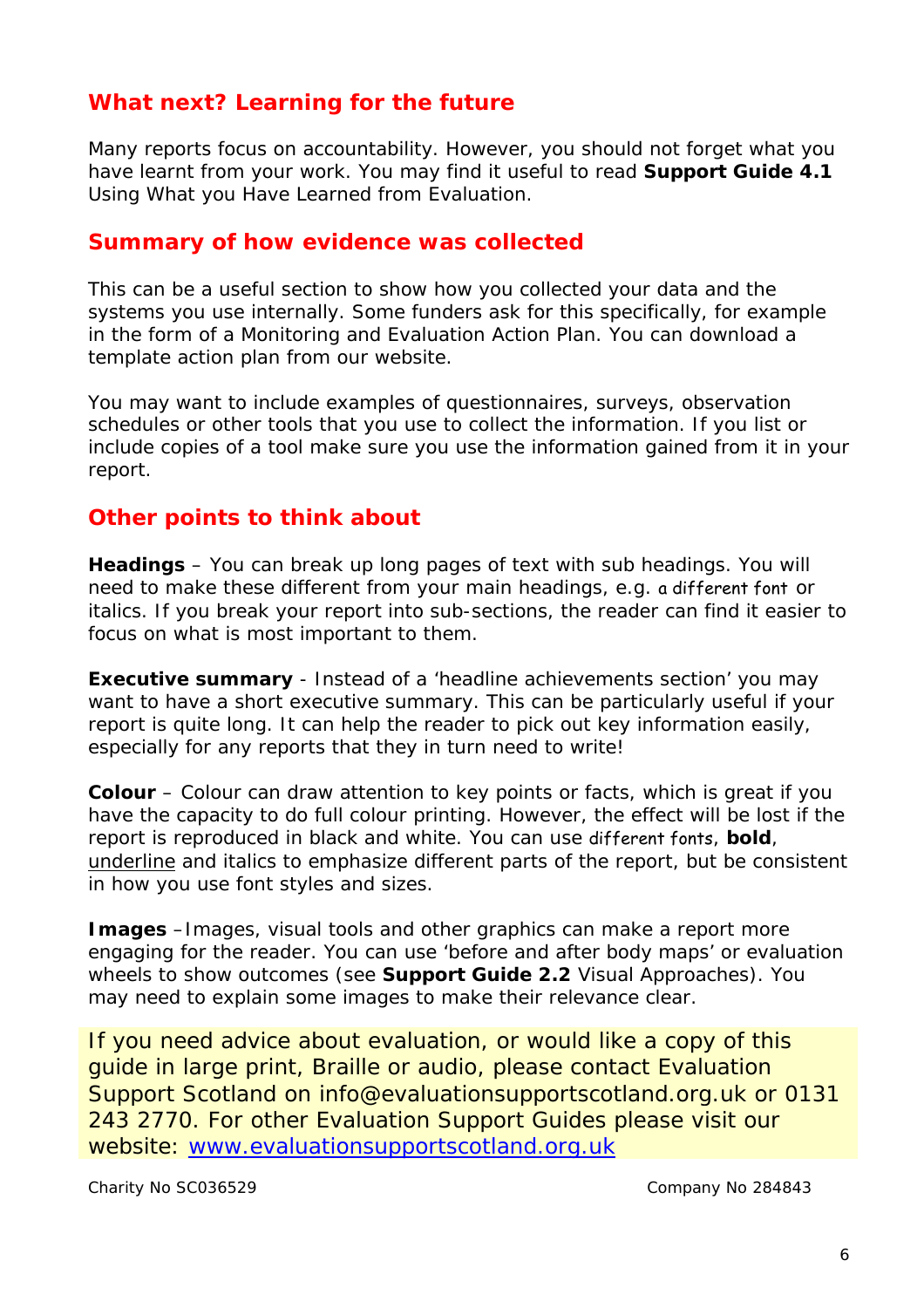## What next? Learning for the future

Many reports focus on accountability. However, you should not forget what you have learnt from your work. You may find it useful to read **Support Guide 4.1** Using What you Have Learned from Evaluation.

## Summary of how evidence was collected

This can be a useful section to show how you collected your data and the systems you use internally. Some funders ask for this specifically, for example in the form of a Monitoring and Evaluation Action Plan. You can download a template action plan from our website.

You may want to include examples of questionnaires, surveys, observation schedules or other tools that you use to collect the information. If you list or include copies of a tool make sure you use the information gained from it in your report.

## Other points to think about

**Headings** – You can break up long pages of text with sub headings. You will need to make these different from your main headings, e.g. a different font or italics. If you break your report into sub-sections, the reader can find it easier to focus on what is most important to them.

**Executive summary** - Instead of a 'headline achievements section' you may want to have a short executive summary. This can be particularly useful if your report is quite long. It can help the reader to pick out key information easily, especially for any reports that they in turn need to write!

**Colour** – Colour can draw attention to key points or facts, which is great if you have the capacity to do full colour printing. However, the effect will be lost if the report is reproduced in black and white. You can use different fonts, **bold**, underline and italics to emphasize different parts of the report, but be consistent in how you use font styles and sizes.

**Images** –Images, visual tools and other graphics can make a report more engaging for the reader. You can use 'before and after body maps' or evaluation wheels to show outcomes (see **Support Guide 2.2** Visual Approaches). You may need to explain some images to make their relevance clear.

If you need advice about evaluation, or would like a copy of this guide in large print, Braille or audio, please contact Evaluation Support Scotland on info@evaluationsupportscotland.org.uk or 0131 243 2770. For other Evaluation Support Guides please visit our website: [www.evaluationsupportscotland.org.uk](http://www.evaluationsupportscotland.org.uk)

Charity No SC036529 Company No 284843